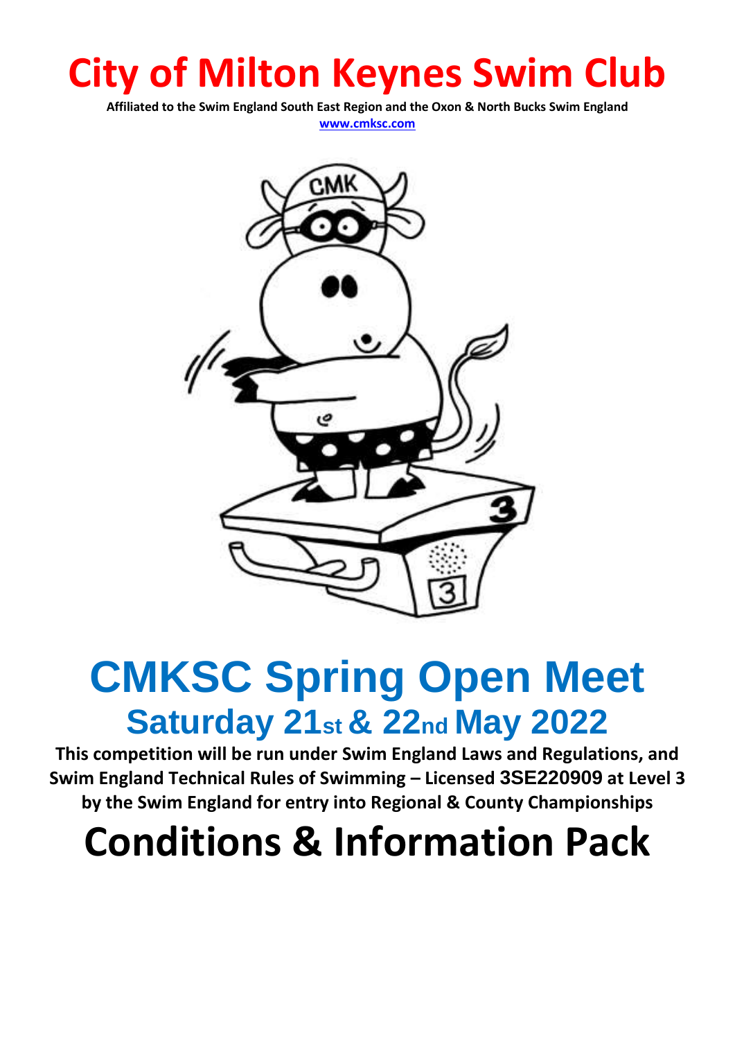# City of Milton Keynes Swim Club

**Affiliated to the Swim England South East Region and the Oxon & North Bucks Swim England**

**www.cmksc.com**

# CMKSC Spring Open Meet

## Saturday 21st & 22nd May 2022

**This competition will be run under Swim England Laws and Regulations, and Swim England Technical Rules of Swimming – Licensed 3SE220909 at Level 3 by the Swim England for entry into Regional & County Championships**

# Conditions & Information Pack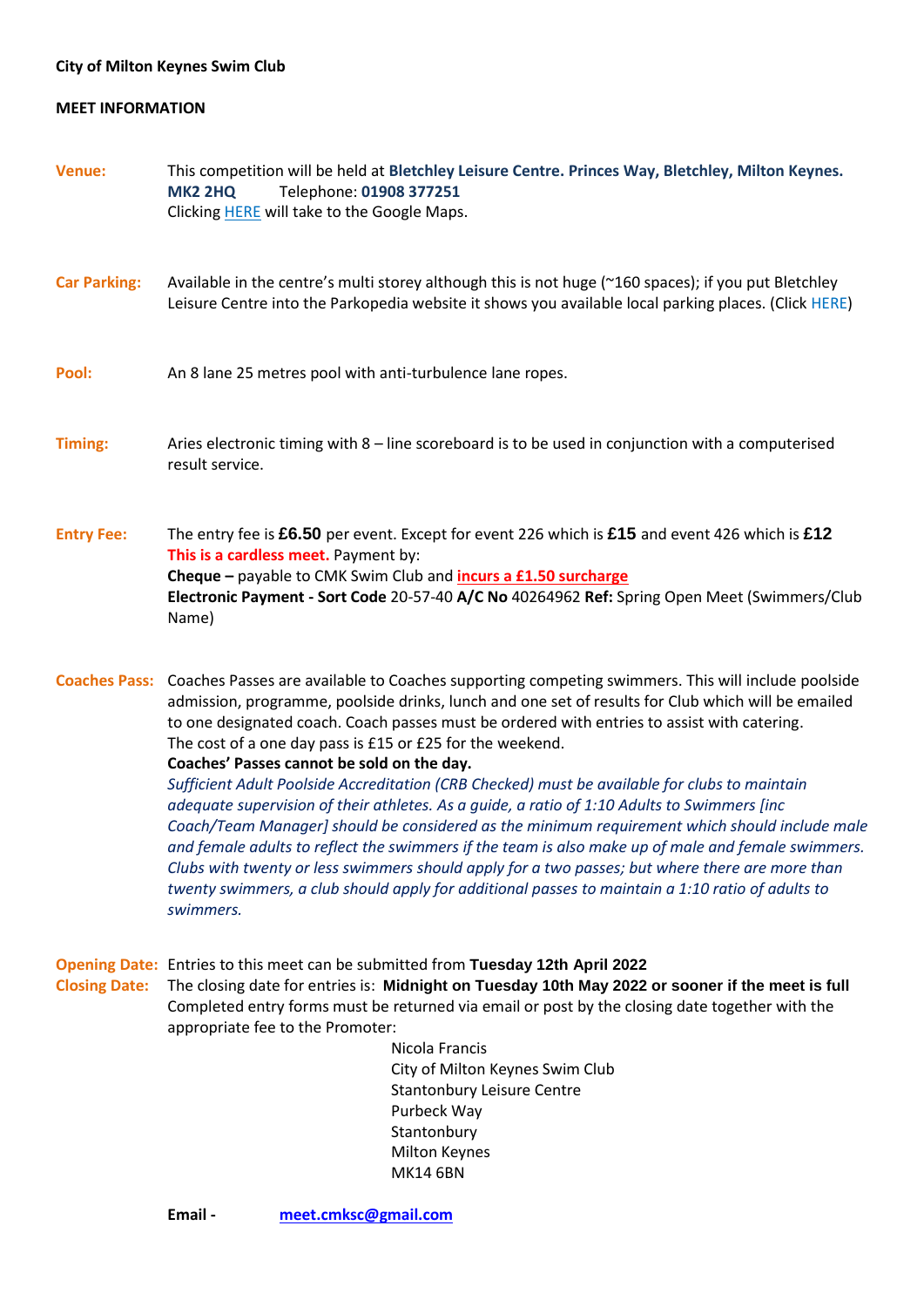**City of Milton Keynes Swim Club**

**MEET INFORMATION**

**Venue:** This competition will be held at **Bletchley Leisure Centre. Princes Way, Bletchley, Milton Keynes. MK2 2HQ** Telephone: **01908 377251**
Clicking HERE will take to the Google Maps.

**Car Parking:** Available in the centre's multi storey although this is not huge (~160 spaces); if you put Bletchley Leisure Centre into the Parkopedia website it shows you available local parking places. (Click HERE)

**Pool:** An 8 lane 25 metres pool with anti-turbulence lane ropes.

**Timing:** Aries electronic timing with 8 – line scoreboard is to be used in conjunction with a computerised result service.

**Entry Fee:** The entry fee is **£6.50** per event. Except for event 226 which is **£15** and event 426 which is **£12**
**This is a cardless meet.** Payment by:
**Cheque –** payable to CMK Swim Club and **incurs a £1.50 surcharge**
**Electronic Payment - Sort Code** 20-57-40 **A/C No** 40264962 **Ref:** Spring Open Meet (Swimmers/Club Name)

**Coaches Pass:** Coaches Passes are available to Coaches supporting competing swimmers. This will include poolside admission, programme, poolside drinks, lunch and one set of results for Club which will be emailed to one designated coach. Coach passes must be ordered with entries to assist with catering.
The cost of a one day pass is £15 or £25 for the weekend.
**Coaches' Passes cannot be sold on the day.**
*Sufficient Adult Poolside Accreditation (CRB Checked) must be available for clubs to maintain adequate supervision of their athletes. As a guide, a ratio of 1:10 Adults to Swimmers [inc Coach/Team Manager] should be considered as the minimum requirement which should include male and female adults to reflect the swimmers if the team is also make up of male and female swimmers. Clubs with twenty or less swimmers should apply for a two passes; but where there are more than twenty swimmers, a club should apply for additional passes to maintain a 1:10 ratio of adults to swimmers.*

**Opening Date:** Entries to this meet can be submitted from **Tuesday 12th April 2022**
**Closing Date:** The closing date for entries is: **Midnight on Tuesday 10th May 2022 or sooner if the meet is full**
Completed entry forms must be returned via email or post by the closing date together with the appropriate fee to the Promoter:

Nicola Francis
City of Milton Keynes Swim Club
Stantonbury Leisure Centre
Purbeck Way
Stantonbury
Milton Keynes
MK14 6BN

**Email -** **meet.cmksc@gmail.com**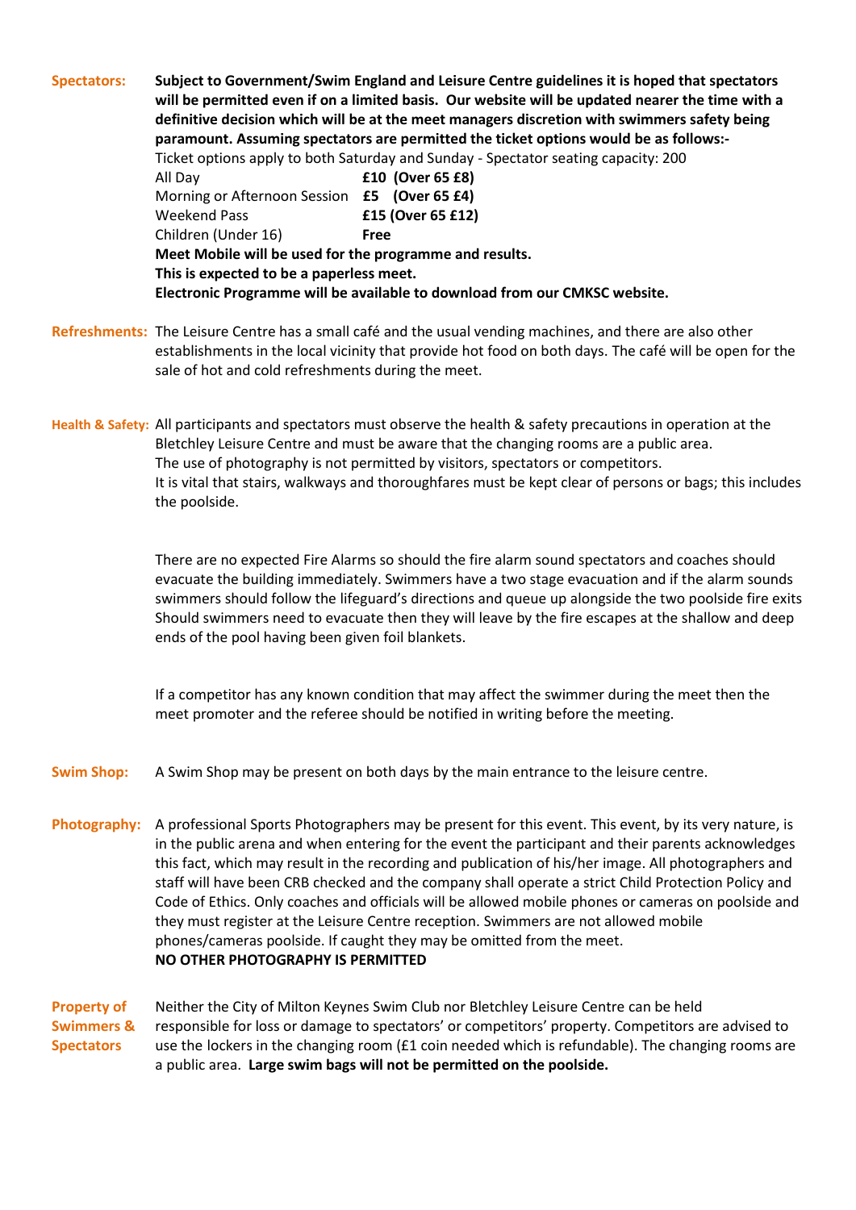**Spectators:** **Subject to Government/Swim England and Leisure Centre guidelines it is hoped that spectators will be permitted even if on a limited basis. Our website will be updated nearer the time with a definitive decision which will be at the meet managers discretion with swimmers safety being paramount. Assuming spectators are permitted the ticket options would be as follows:-**

Ticket options apply to both Saturday and Sunday - Spectator seating capacity: 200

| | |
|---|---|
| All Day | **£10 (Over 65 £8)** |
| Morning or Afternoon Session | **£5 (Over 65 £4)** |
| Weekend Pass | **£15 (Over 65 £12)** |
| Children (Under 16) | **Free** |

**Meet Mobile will be used for the programme and results.**
**This is expected to be a paperless meet.**
**Electronic Programme will be available to download from our CMKSC website.**

**Refreshments:** The Leisure Centre has a small café and the usual vending machines, and there are also other establishments in the local vicinity that provide hot food on both days. The café will be open for the sale of hot and cold refreshments during the meet.

**Health & Safety:** All participants and spectators must observe the health & safety precautions in operation at the Bletchley Leisure Centre and must be aware that the changing rooms are a public area.
The use of photography is not permitted by visitors, spectators or competitors.
It is vital that stairs, walkways and thoroughfares must be kept clear of persons or bags; this includes the poolside.

There are no expected Fire Alarms so should the fire alarm sound spectators and coaches should evacuate the building immediately. Swimmers have a two stage evacuation and if the alarm sounds swimmers should follow the lifeguard's directions and queue up alongside the two poolside fire exits Should swimmers need to evacuate then they will leave by the fire escapes at the shallow and deep ends of the pool having been given foil blankets.

If a competitor has any known condition that may affect the swimmer during the meet then the meet promoter and the referee should be notified in writing before the meeting.

**Swim Shop:** A Swim Shop may be present on both days by the main entrance to the leisure centre.

**Photography:** A professional Sports Photographers may be present for this event. This event, by its very nature, is in the public arena and when entering for the event the participant and their parents acknowledges this fact, which may result in the recording and publication of his/her image. All photographers and staff will have been CRB checked and the company shall operate a strict Child Protection Policy and Code of Ethics. Only coaches and officials will be allowed mobile phones or cameras on poolside and they must register at the Leisure Centre reception. Swimmers are not allowed mobile phones/cameras poolside. If caught they may be omitted from the meet.
**NO OTHER PHOTOGRAPHY IS PERMITTED**

**Property of Swimmers & Spectators** Neither the City of Milton Keynes Swim Club nor Bletchley Leisure Centre can be held responsible for loss or damage to spectators' or competitors' property. Competitors are advised to use the lockers in the changing room (£1 coin needed which is refundable). The changing rooms are a public area. **Large swim bags will not be permitted on the poolside.**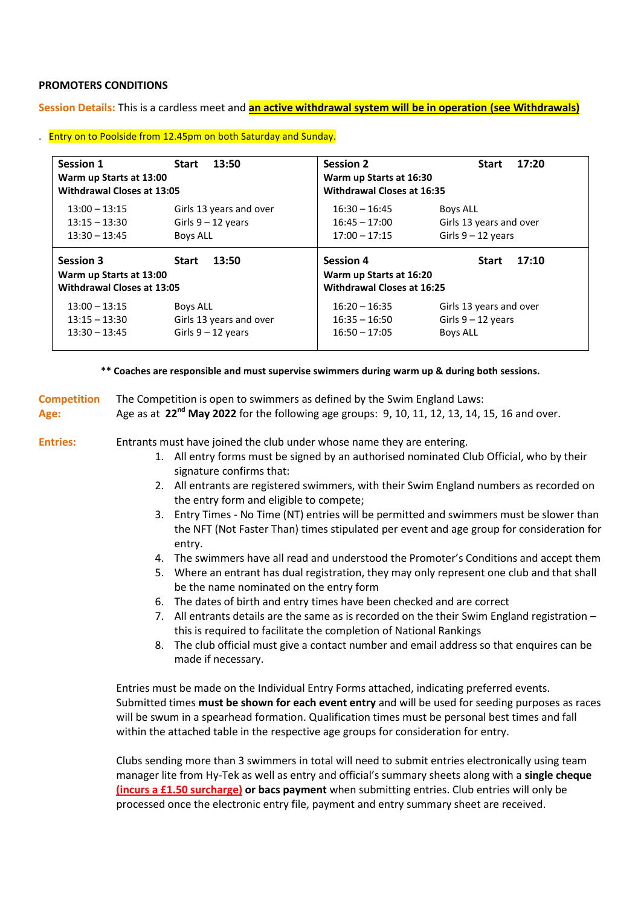## PROMOTERS CONDITIONS

**Session Details:** This is a cardless meet and **an active withdrawal system will be in operation (see Withdrawals)**

. Entry on to Poolside from 12.45pm on both Saturday and Sunday.

| **Session 1** | **Start 13:50** | **Session 2** | **Start 17:20** |
|---|---|---|---|
| **Warm up Starts at 13:00** | | **Warm up Starts at 16:30** | |
| **Withdrawal Closes at 13:05** | | **Withdrawal Closes at 16:35** | |
| 13:00 – 13:15 | Girls 13 years and over | 16:30 – 16:45 | Boys ALL |
| 13:15 – 13:30 | Girls 9 – 12 years | 16:45 – 17:00 | Girls 13 years and over |
| 13:30 – 13:45 | Boys ALL | 17:00 – 17:15 | Girls 9 – 12 years |
| **Session 3** | **Start 13:50** | **Session 4** | **Start 17:10** |
| **Warm up Starts at 13:00** | | **Warm up Starts at 16:20** | |
| **Withdrawal Closes at 13:05** | | **Withdrawal Closes at 16:25** | |
| 13:00 – 13:15 | Boys ALL | 16:20 – 16:35 | Girls 13 years and over |
| 13:15 – 13:30 | Girls 13 years and over | 16:35 – 16:50 | Girls 9 – 12 years |
| 13:30 – 13:45 | Girls 9 – 12 years | 16:50 – 17:05 | Boys ALL |

**** Coaches are responsible and must supervise swimmers during warm up & during both sessions.**

**Competition Age:** The Competition is open to swimmers as defined by the Swim England Laws: Age as at **22nd May 2022** for the following age groups: 9, 10, 11, 12, 13, 14, 15, 16 and over.

**Entries:** Entrants must have joined the club under whose name they are entering.

1. All entry forms must be signed by an authorised nominated Club Official, who by their signature confirms that:
2. All entrants are registered swimmers, with their Swim England numbers as recorded on the entry form and eligible to compete;
3. Entry Times - No Time (NT) entries will be permitted and swimmers must be slower than the NFT (Not Faster Than) times stipulated per event and age group for consideration for entry.
4. The swimmers have all read and understood the Promoter's Conditions and accept them
5. Where an entrant has dual registration, they may only represent one club and that shall be the name nominated on the entry form
6. The dates of birth and entry times have been checked and are correct
7. All entrants details are the same as is recorded on the their Swim England registration – this is required to facilitate the completion of National Rankings
8. The club official must give a contact number and email address so that enquires can be made if necessary.

Entries must be made on the Individual Entry Forms attached, indicating preferred events. Submitted times **must be shown for each event entry** and will be used for seeding purposes as races will be swum in a spearhead formation. Qualification times must be personal best times and fall within the attached table in the respective age groups for consideration for entry.

Clubs sending more than 3 swimmers in total will need to submit entries electronically using team manager lite from Hy-Tek as well as entry and official's summary sheets along with a **single cheque (incurs a £1.50 surcharge) or bacs payment** when submitting entries. Club entries will only be processed once the electronic entry file, payment and entry summary sheet are received.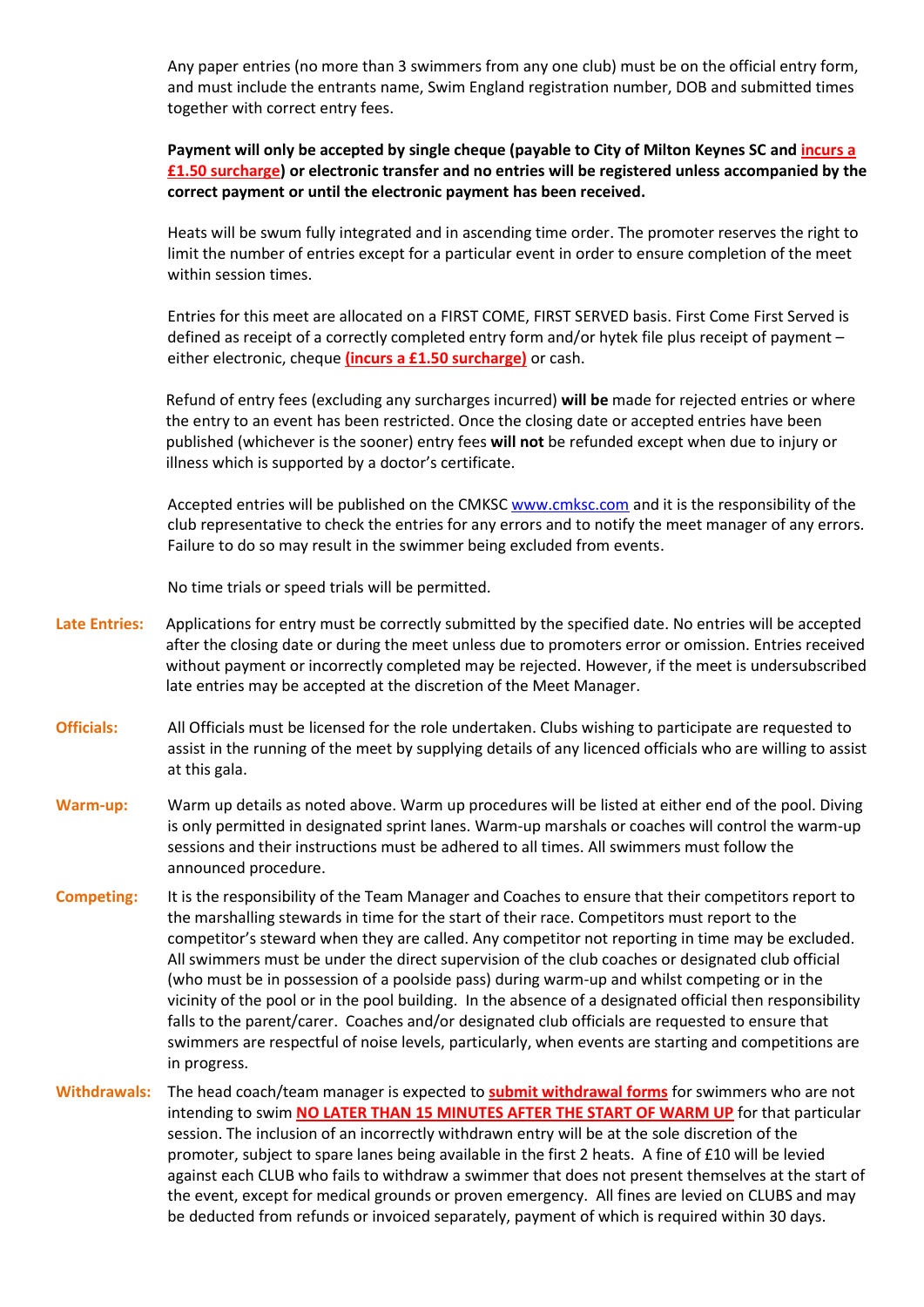Any paper entries (no more than 3 swimmers from any one club) must be on the official entry form, and must include the entrants name, Swim England registration number, DOB and submitted times together with correct entry fees.

**Payment will only be accepted by single cheque (payable to City of Milton Keynes SC and incurs a £1.50 surcharge) or electronic transfer and no entries will be registered unless accompanied by the correct payment or until the electronic payment has been received.**

Heats will be swum fully integrated and in ascending time order. The promoter reserves the right to limit the number of entries except for a particular event in order to ensure completion of the meet within session times.

Entries for this meet are allocated on a FIRST COME, FIRST SERVED basis. First Come First Served is defined as receipt of a correctly completed entry form and/or hytek file plus receipt of payment – either electronic, cheque **(incurs a £1.50 surcharge)** or cash.

Refund of entry fees (excluding any surcharges incurred) **will be** made for rejected entries or where the entry to an event has been restricted. Once the closing date or accepted entries have been published (whichever is the sooner) entry fees **will not** be refunded except when due to injury or illness which is supported by a doctor's certificate.

Accepted entries will be published on the CMKSC www.cmksc.com and it is the responsibility of the club representative to check the entries for any errors and to notify the meet manager of any errors. Failure to do so may result in the swimmer being excluded from events.

No time trials or speed trials will be permitted.

**Late Entries:** Applications for entry must be correctly submitted by the specified date. No entries will be accepted after the closing date or during the meet unless due to promoters error or omission. Entries received without payment or incorrectly completed may be rejected. However, if the meet is undersubscribed late entries may be accepted at the discretion of the Meet Manager.

**Officials:** All Officials must be licensed for the role undertaken. Clubs wishing to participate are requested to assist in the running of the meet by supplying details of any licenced officials who are willing to assist at this gala.

**Warm-up:** Warm up details as noted above. Warm up procedures will be listed at either end of the pool. Diving is only permitted in designated sprint lanes. Warm-up marshals or coaches will control the warm-up sessions and their instructions must be adhered to all times. All swimmers must follow the announced procedure.

**Competing:** It is the responsibility of the Team Manager and Coaches to ensure that their competitors report to the marshalling stewards in time for the start of their race. Competitors must report to the competitor's steward when they are called. Any competitor not reporting in time may be excluded. All swimmers must be under the direct supervision of the club coaches or designated club official (who must be in possession of a poolside pass) during warm-up and whilst competing or in the vicinity of the pool or in the pool building. In the absence of a designated official then responsibility falls to the parent/carer. Coaches and/or designated club officials are requested to ensure that swimmers are respectful of noise levels, particularly, when events are starting and competitions are in progress.

**Withdrawals:** The head coach/team manager is expected to **submit withdrawal forms** for swimmers who are not intending to swim **NO LATER THAN 15 MINUTES AFTER THE START OF WARM UP** for that particular session. The inclusion of an incorrectly withdrawn entry will be at the sole discretion of the promoter, subject to spare lanes being available in the first 2 heats. A fine of £10 will be levied against each CLUB who fails to withdraw a swimmer that does not present themselves at the start of the event, except for medical grounds or proven emergency. All fines are levied on CLUBS and may be deducted from refunds or invoiced separately, payment of which is required within 30 days.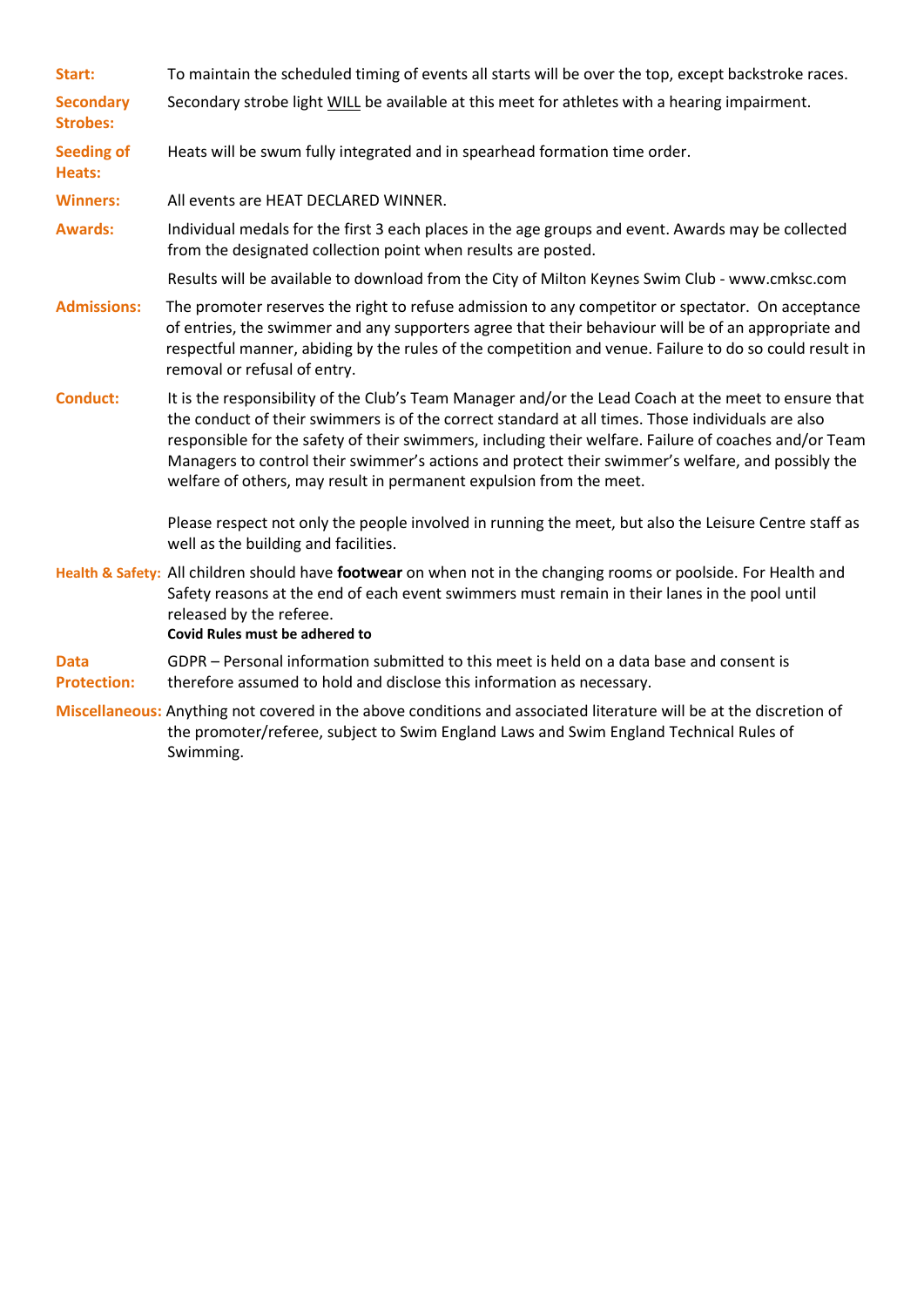**Start:** To maintain the scheduled timing of events all starts will be over the top, except backstroke races.

**Secondary Strobes:** Secondary strobe light WILL be available at this meet for athletes with a hearing impairment.

**Seeding of Heats:** Heats will be swum fully integrated and in spearhead formation time order.

**Winners:** All events are HEAT DECLARED WINNER.

**Awards:** Individual medals for the first 3 each places in the age groups and event. Awards may be collected from the designated collection point when results are posted.

Results will be available to download from the City of Milton Keynes Swim Club - www.cmksc.com

**Admissions:** The promoter reserves the right to refuse admission to any competitor or spectator. On acceptance of entries, the swimmer and any supporters agree that their behaviour will be of an appropriate and respectful manner, abiding by the rules of the competition and venue. Failure to do so could result in removal or refusal of entry.

**Conduct:** It is the responsibility of the Club's Team Manager and/or the Lead Coach at the meet to ensure that the conduct of their swimmers is of the correct standard at all times. Those individuals are also responsible for the safety of their swimmers, including their welfare. Failure of coaches and/or Team Managers to control their swimmer's actions and protect their swimmer's welfare, and possibly the welfare of others, may result in permanent expulsion from the meet.

Please respect not only the people involved in running the meet, but also the Leisure Centre staff as well as the building and facilities.

**Health & Safety:** All children should have **footwear** on when not in the changing rooms or poolside. For Health and Safety reasons at the end of each event swimmers must remain in their lanes in the pool until released by the referee.
**Covid Rules must be adhered to**

**Data Protection:** GDPR – Personal information submitted to this meet is held on a data base and consent is therefore assumed to hold and disclose this information as necessary.

**Miscellaneous:** Anything not covered in the above conditions and associated literature will be at the discretion of the promoter/referee, subject to Swim England Laws and Swim England Technical Rules of Swimming.